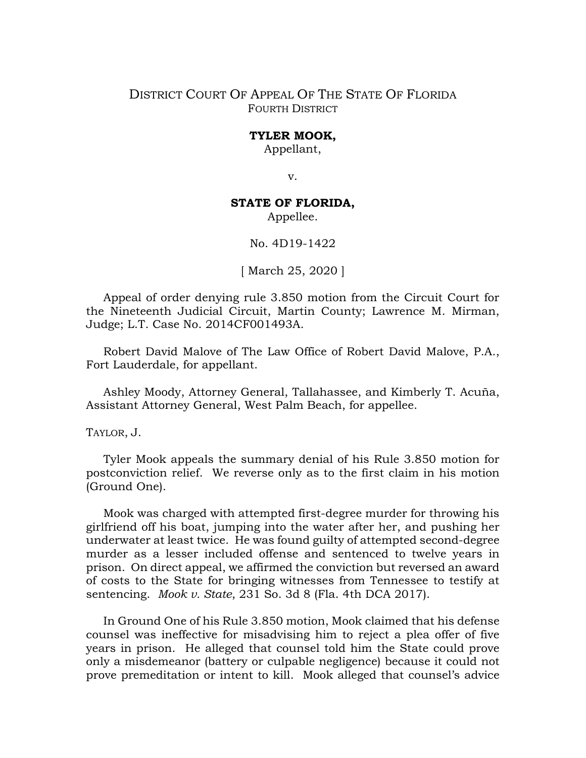DISTRICT COURT OF APPEAL OF THE STATE OF FLORIDA
FOURTH DISTRICT

**TYLER MOOK,**
Appellant,

v.

**STATE OF FLORIDA,**
Appellee.

No. 4D19-1422

[ March 25, 2020 ]

Appeal of order denying rule 3.850 motion from the Circuit Court for the Nineteenth Judicial Circuit, Martin County; Lawrence M. Mirman, Judge; L.T. Case No. 2014CF001493A.

Robert David Malove of The Law Office of Robert David Malove, P.A., Fort Lauderdale, for appellant.

Ashley Moody, Attorney General, Tallahassee, and Kimberly T. Acuña, Assistant Attorney General, West Palm Beach, for appellee.

TAYLOR, J.

Tyler Mook appeals the summary denial of his Rule 3.850 motion for postconviction relief. We reverse only as to the first claim in his motion (Ground One).

Mook was charged with attempted first-degree murder for throwing his girlfriend off his boat, jumping into the water after her, and pushing her underwater at least twice. He was found guilty of attempted second-degree murder as a lesser included offense and sentenced to twelve years in prison. On direct appeal, we affirmed the conviction but reversed an award of costs to the State for bringing witnesses from Tennessee to testify at sentencing. *Mook v. State*, 231 So. 3d 8 (Fla. 4th DCA 2017).

In Ground One of his Rule 3.850 motion, Mook claimed that his defense counsel was ineffective for misadvising him to reject a plea offer of five years in prison. He alleged that counsel told him the State could prove only a misdemeanor (battery or culpable negligence) because it could not prove premeditation or intent to kill. Mook alleged that counsel's advice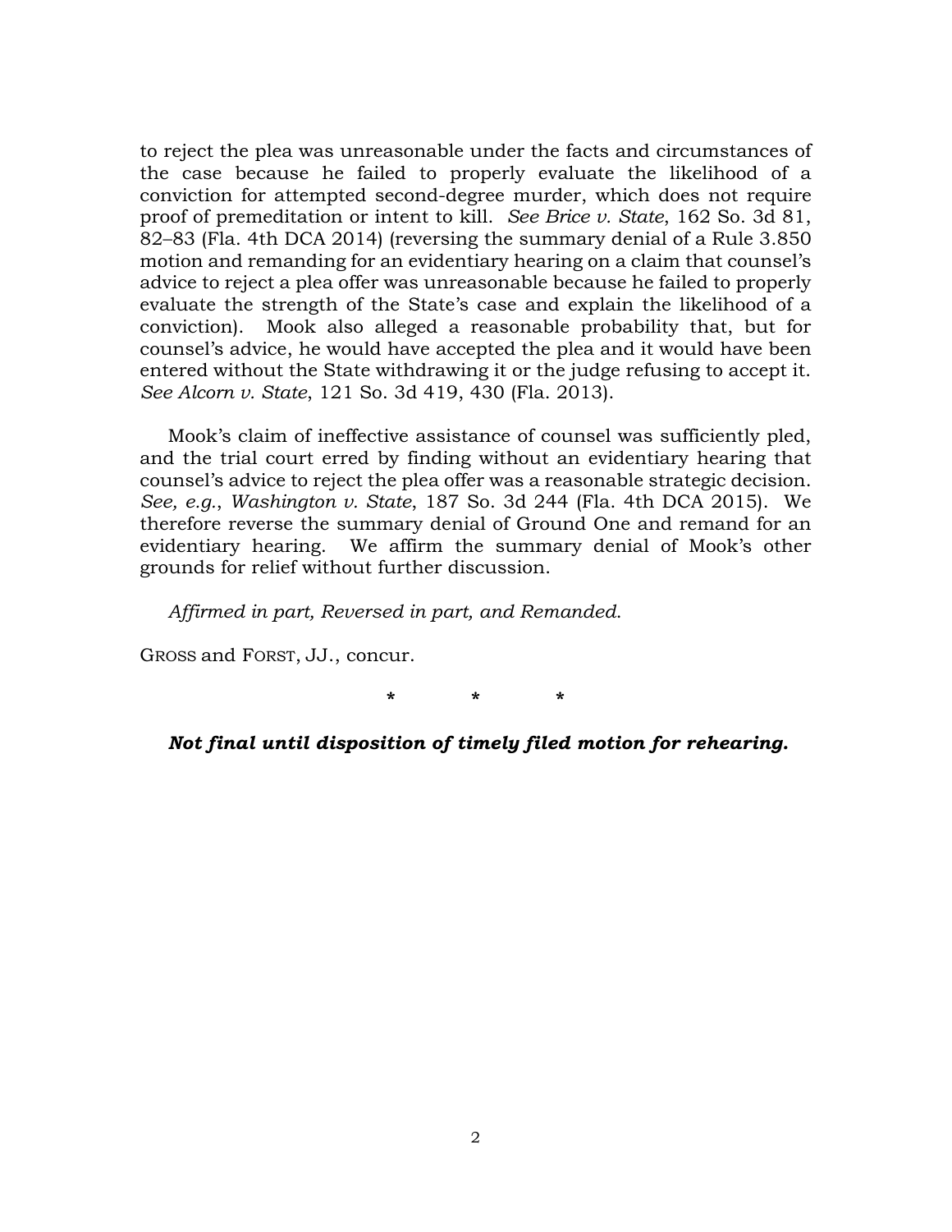to reject the plea was unreasonable under the facts and circumstances of the case because he failed to properly evaluate the likelihood of a conviction for attempted second-degree murder, which does not require proof of premeditation or intent to kill. *See Brice v. State*, 162 So. 3d 81, 82–83 (Fla. 4th DCA 2014) (reversing the summary denial of a Rule 3.850 motion and remanding for an evidentiary hearing on a claim that counsel's advice to reject a plea offer was unreasonable because he failed to properly evaluate the strength of the State's case and explain the likelihood of a conviction). Mook also alleged a reasonable probability that, but for counsel's advice, he would have accepted the plea and it would have been entered without the State withdrawing it or the judge refusing to accept it. *See Alcorn v. State*, 121 So. 3d 419, 430 (Fla. 2013).

Mook's claim of ineffective assistance of counsel was sufficiently pled, and the trial court erred by finding without an evidentiary hearing that counsel's advice to reject the plea offer was a reasonable strategic decision. *See, e.g.*, *Washington v. State*, 187 So. 3d 244 (Fla. 4th DCA 2015). We therefore reverse the summary denial of Ground One and remand for an evidentiary hearing. We affirm the summary denial of Mook's other grounds for relief without further discussion.

*Affirmed in part, Reversed in part, and Remanded.*

GROSS and FORST, JJ., concur.

\* \* \*

***Not final until disposition of timely filed motion for rehearing.***